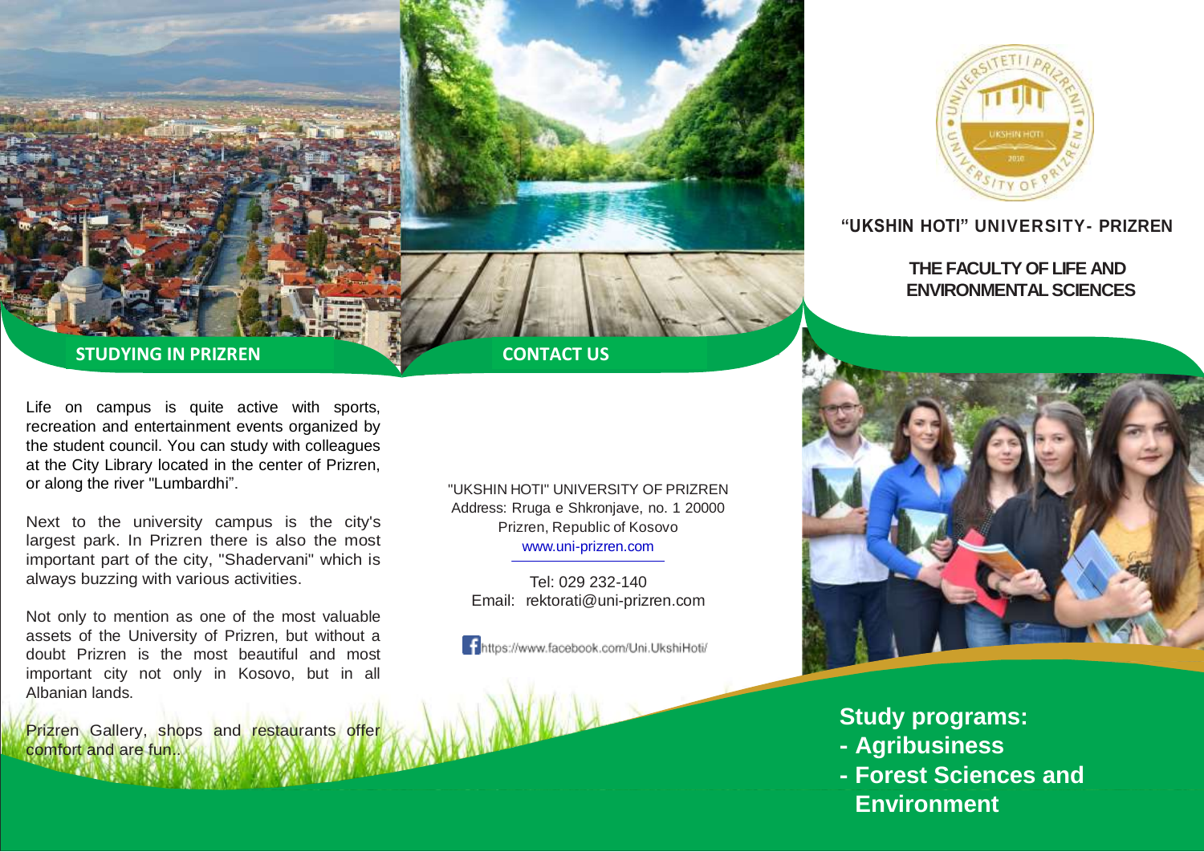## STUDYING IN PRIZREN

Life on campus is quite active with sports, recreation and entertainment events organized by the student council. You can study with colleagues at the City Library located in the center of Prizren, or along the river "Lumbardhi".

Next to the university campus is the city's largest park. In Prizren there is also the most important part of the city, "Shadervani" which is always buzzing with various activities.

Not only to mention as one of the most valuable assets of the University of Prizren, but without a doubt Prizren is the most beautiful and most important city not only in Kosovo, but in all Albanian lands.

Prizren Gallery, shops and restaurants offer comfort and are fun..

## CONTACT US

"UKSHIN HOTI" UNIVERSITY OF PRIZREN
Address: Rruga e Shkronjave, no. 1 20000
Prizren, Republic of Kosovo
www.uni-prizren.com

Tel: 029 232-140
Email: rektorati@uni-prizren.com

https://www.facebook.com/Uni.UkshiHoti/

# "UKSHIN HOTI" UNIVERSITY- PRIZREN

## THE FACULTY OF LIFE AND ENVIRONMENTAL SCIENCES

**Study programs:**

- **Agribusiness**
- **Forest Sciences and Environment**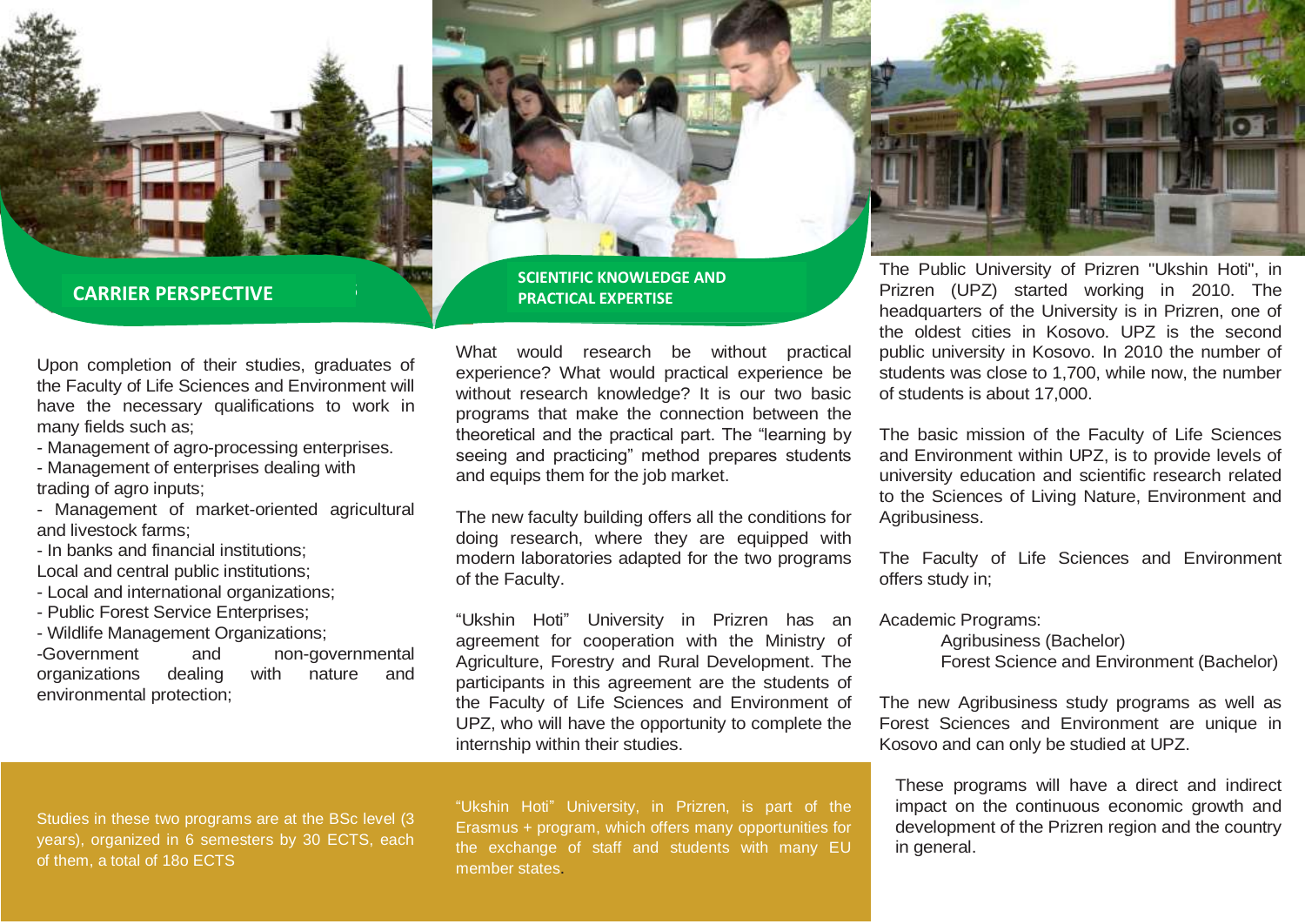## CARRIER PERSPECTIVE

Upon completion of their studies, graduates of the Faculty of Life Sciences and Environment will have the necessary qualifications to work in many fields such as;

- Management of agro-processing enterprises.
- Management of enterprises dealing with trading of agro inputs;
- Management of market-oriented agricultural and livestock farms;
- In banks and financial institutions;
Local and central public institutions;
- Local and international organizations;
- Public Forest Service Enterprises;
- Wildlife Management Organizations;
-Government and non-governmental organizations dealing with nature and environmental protection;

Studies in these two programs are at the BSc level (3 years), organized in 6 semesters by 30 ECTS, each of them, a total of 18o ECTS

## SCIENTIFIC KNOWLEDGE AND PRACTICAL EXPERTISE

What would research be without practical experience? What would practical experience be without research knowledge? It is our two basic programs that make the connection between the theoretical and the practical part. The “learning by seeing and practicing” method prepares students and equips them for the job market.

The new faculty building offers all the conditions for doing research, where they are equipped with modern laboratories adapted for the two programs of the Faculty.

“Ukshin Hoti” University in Prizren has an agreement for cooperation with the Ministry of Agriculture, Forestry and Rural Development. The participants in this agreement are the students of the Faculty of Life Sciences and Environment of UPZ, who will have the opportunity to complete the internship within their studies.

“Ukshin Hoti” University, in Prizren, is part of the Erasmus + program, which offers many opportunities for the exchange of staff and students with many EU member states.

The Public University of Prizren "Ukshin Hoti", in Prizren (UPZ) started working in 2010. The headquarters of the University is in Prizren, one of the oldest cities in Kosovo. UPZ is the second public university in Kosovo. In 2010 the number of students was close to 1,700, while now, the number of students is about 17,000.

The basic mission of the Faculty of Life Sciences and Environment within UPZ, is to provide levels of university education and scientific research related to the Sciences of Living Nature, Environment and Agribusiness.

The Faculty of Life Sciences and Environment offers study in;

Academic Programs:

Agribusiness (Bachelor)

Forest Science and Environment (Bachelor)

The new Agribusiness study programs as well as Forest Sciences and Environment are unique in Kosovo and can only be studied at UPZ.

These programs will have a direct and indirect impact on the continuous economic growth and development of the Prizren region and the country in general.